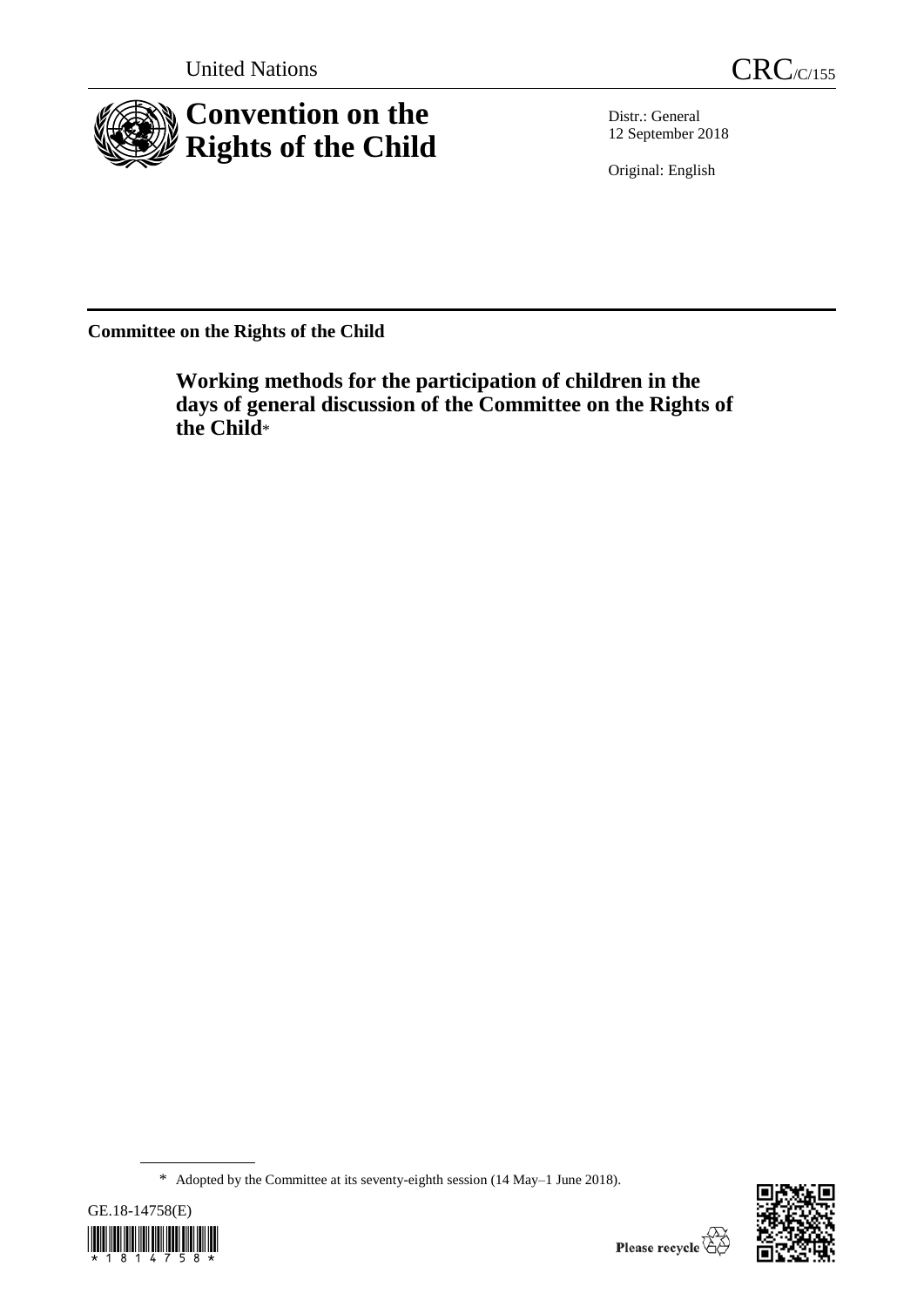United Nations CRC/C/155

# Convention on the Rights of the Child

Distr.: General
12 September 2018

Original: English

**Committee on the Rights of the Child**

## Working methods for the participation of children in the days of general discussion of the Committee on the Rights of the Child*

* Adopted by the Committee at its seventy-eighth session (14 May–1 June 2018).

GE.18-14758(E)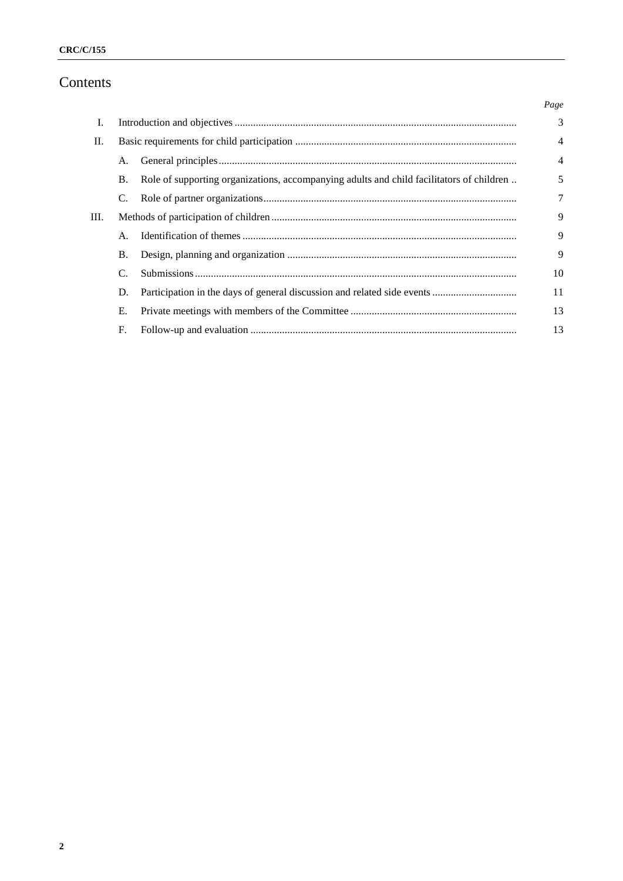# Contents

| | | | Page |
|---|---|---|---|
| I. | Introduction and objectives | | 3 |
| II. | Basic requirements for child participation | | 4 |
| | A. | General principles | 4 |
| | B. | Role of supporting organizations, accompanying adults and child facilitators of children | 5 |
| | C. | Role of partner organizations | 7 |
| III. | Methods of participation of children | | 9 |
| | A. | Identification of themes | 9 |
| | B. | Design, planning and organization | 9 |
| | C. | Submissions | 10 |
| | D. | Participation in the days of general discussion and related side events | 11 |
| | E. | Private meetings with members of the Committee | 13 |
| | F. | Follow-up and evaluation | 13 |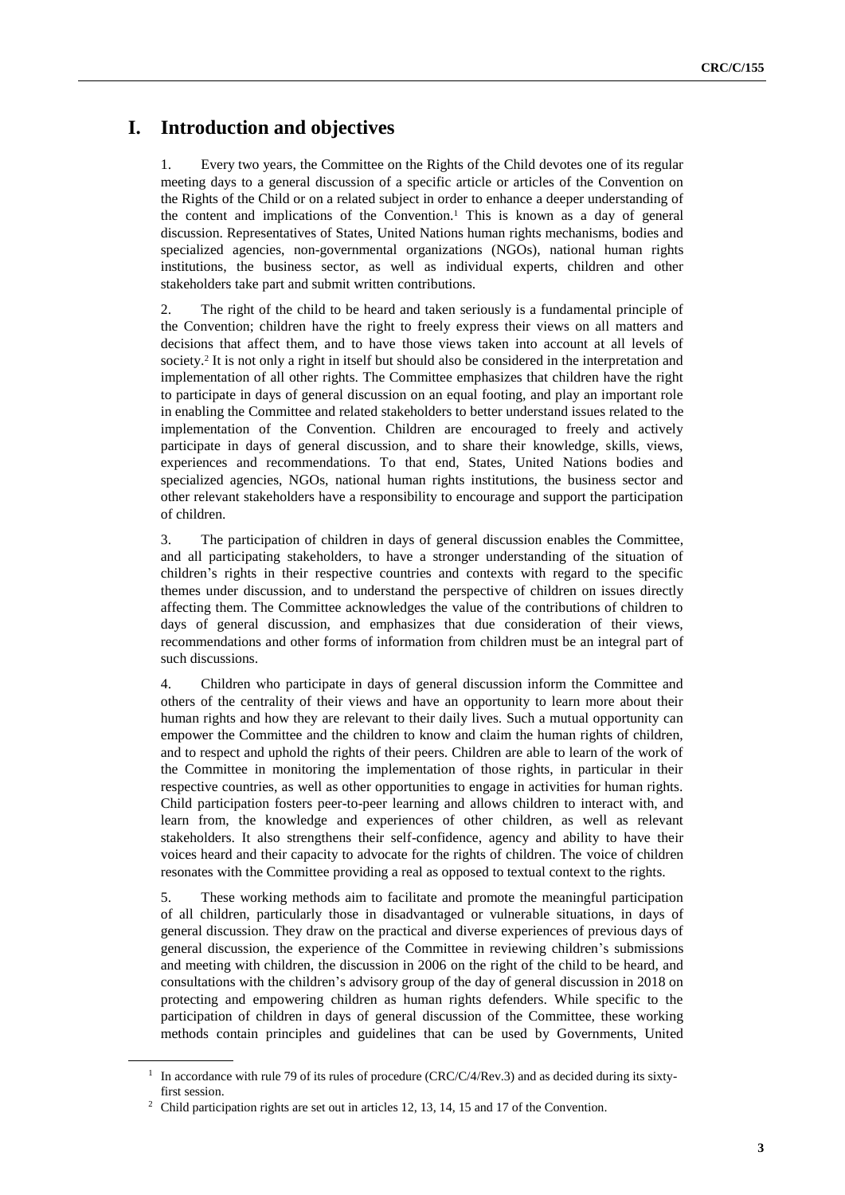# I. Introduction and objectives

1. Every two years, the Committee on the Rights of the Child devotes one of its regular meeting days to a general discussion of a specific article or articles of the Convention on the Rights of the Child or on a related subject in order to enhance a deeper understanding of the content and implications of the Convention.[1] This is known as a day of general discussion. Representatives of States, United Nations human rights mechanisms, bodies and specialized agencies, non-governmental organizations (NGOs), national human rights institutions, the business sector, as well as individual experts, children and other stakeholders take part and submit written contributions.

2. The right of the child to be heard and taken seriously is a fundamental principle of the Convention; children have the right to freely express their views on all matters and decisions that affect them, and to have those views taken into account at all levels of society.[2] It is not only a right in itself but should also be considered in the interpretation and implementation of all other rights. The Committee emphasizes that children have the right to participate in days of general discussion on an equal footing, and play an important role in enabling the Committee and related stakeholders to better understand issues related to the implementation of the Convention. Children are encouraged to freely and actively participate in days of general discussion, and to share their knowledge, skills, views, experiences and recommendations. To that end, States, United Nations bodies and specialized agencies, NGOs, national human rights institutions, the business sector and other relevant stakeholders have a responsibility to encourage and support the participation of children.

3. The participation of children in days of general discussion enables the Committee, and all participating stakeholders, to have a stronger understanding of the situation of children's rights in their respective countries and contexts with regard to the specific themes under discussion, and to understand the perspective of children on issues directly affecting them. The Committee acknowledges the value of the contributions of children to days of general discussion, and emphasizes that due consideration of their views, recommendations and other forms of information from children must be an integral part of such discussions.

4. Children who participate in days of general discussion inform the Committee and others of the centrality of their views and have an opportunity to learn more about their human rights and how they are relevant to their daily lives. Such a mutual opportunity can empower the Committee and the children to know and claim the human rights of children, and to respect and uphold the rights of their peers. Children are able to learn of the work of the Committee in monitoring the implementation of those rights, in particular in their respective countries, as well as other opportunities to engage in activities for human rights. Child participation fosters peer-to-peer learning and allows children to interact with, and learn from, the knowledge and experiences of other children, as well as relevant stakeholders. It also strengthens their self-confidence, agency and ability to have their voices heard and their capacity to advocate for the rights of children. The voice of children resonates with the Committee providing a real as opposed to textual context to the rights.

5. These working methods aim to facilitate and promote the meaningful participation of all children, particularly those in disadvantaged or vulnerable situations, in days of general discussion. They draw on the practical and diverse experiences of previous days of general discussion, the experience of the Committee in reviewing children's submissions and meeting with children, the discussion in 2006 on the right of the child to be heard, and consultations with the children's advisory group of the day of general discussion in 2018 on protecting and empowering children as human rights defenders. While specific to the participation of children in days of general discussion of the Committee, these working methods contain principles and guidelines that can be used by Governments, United

---

[1] In accordance with rule 79 of its rules of procedure (CRC/C/4/Rev.3) and as decided during its sixty-first session.

[2] Child participation rights are set out in articles 12, 13, 14, 15 and 17 of the Convention.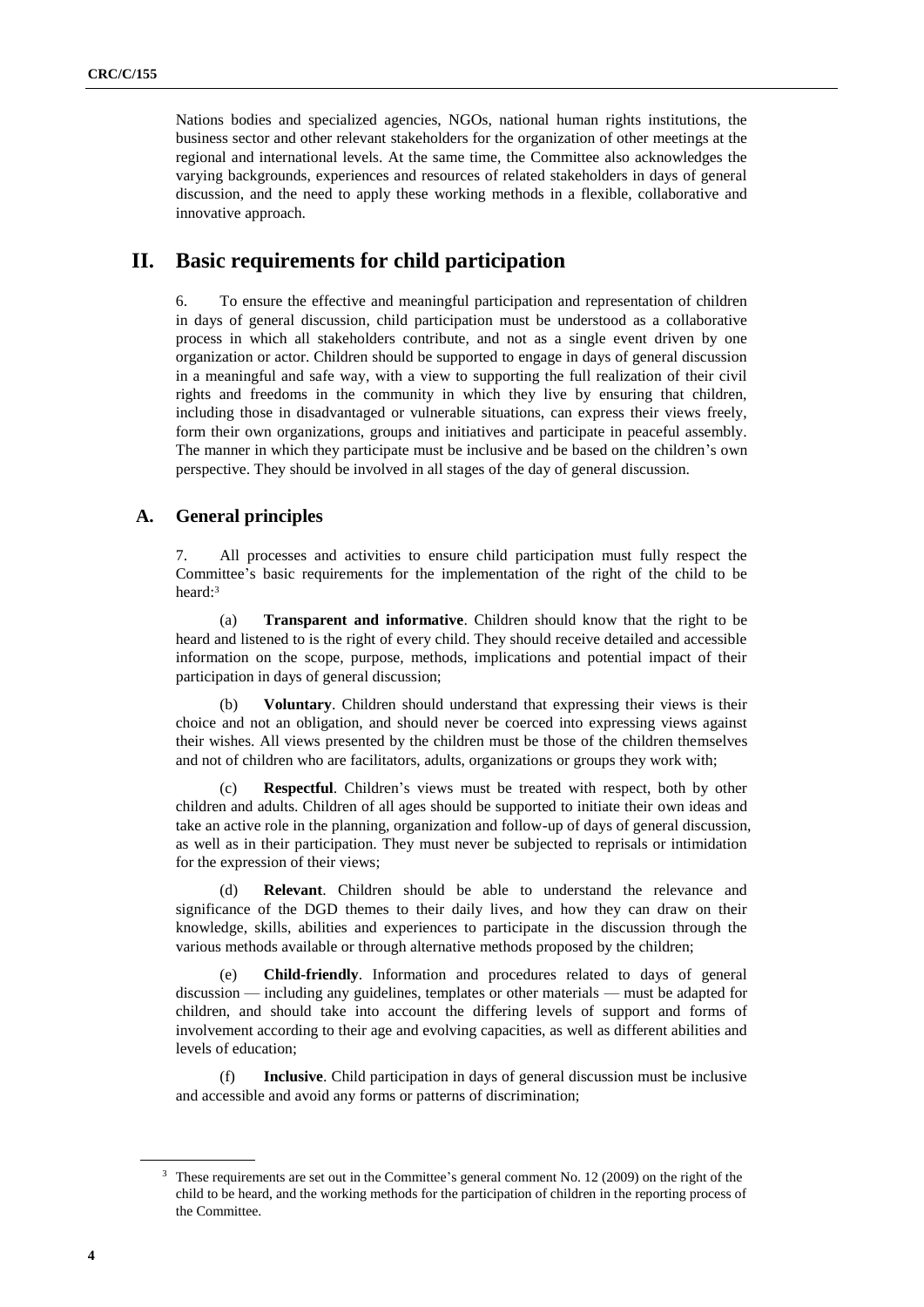Nations bodies and specialized agencies, NGOs, national human rights institutions, the business sector and other relevant stakeholders for the organization of other meetings at the regional and international levels. At the same time, the Committee also acknowledges the varying backgrounds, experiences and resources of related stakeholders in days of general discussion, and the need to apply these working methods in a flexible, collaborative and innovative approach.

# II. Basic requirements for child participation

6. To ensure the effective and meaningful participation and representation of children in days of general discussion, child participation must be understood as a collaborative process in which all stakeholders contribute, and not as a single event driven by one organization or actor. Children should be supported to engage in days of general discussion in a meaningful and safe way, with a view to supporting the full realization of their civil rights and freedoms in the community in which they live by ensuring that children, including those in disadvantaged or vulnerable situations, can express their views freely, form their own organizations, groups and initiatives and participate in peaceful assembly. The manner in which they participate must be inclusive and be based on the children's own perspective. They should be involved in all stages of the day of general discussion.

## A. General principles

7. All processes and activities to ensure child participation must fully respect the Committee's basic requirements for the implementation of the right of the child to be heard:[3]

(a) **Transparent and informative**. Children should know that the right to be heard and listened to is the right of every child. They should receive detailed and accessible information on the scope, purpose, methods, implications and potential impact of their participation in days of general discussion;

(b) **Voluntary**. Children should understand that expressing their views is their choice and not an obligation, and should never be coerced into expressing views against their wishes. All views presented by the children must be those of the children themselves and not of children who are facilitators, adults, organizations or groups they work with;

(c) **Respectful**. Children's views must be treated with respect, both by other children and adults. Children of all ages should be supported to initiate their own ideas and take an active role in the planning, organization and follow-up of days of general discussion, as well as in their participation. They must never be subjected to reprisals or intimidation for the expression of their views;

(d) **Relevant**. Children should be able to understand the relevance and significance of the DGD themes to their daily lives, and how they can draw on their knowledge, skills, abilities and experiences to participate in the discussion through the various methods available or through alternative methods proposed by the children;

(e) **Child-friendly**. Information and procedures related to days of general discussion — including any guidelines, templates or other materials — must be adapted for children, and should take into account the differing levels of support and forms of involvement according to their age and evolving capacities, as well as different abilities and levels of education;

(f) **Inclusive**. Child participation in days of general discussion must be inclusive and accessible and avoid any forms or patterns of discrimination;

[3] These requirements are set out in the Committee's general comment No. 12 (2009) on the right of the child to be heard, and the working methods for the participation of children in the reporting process of the Committee.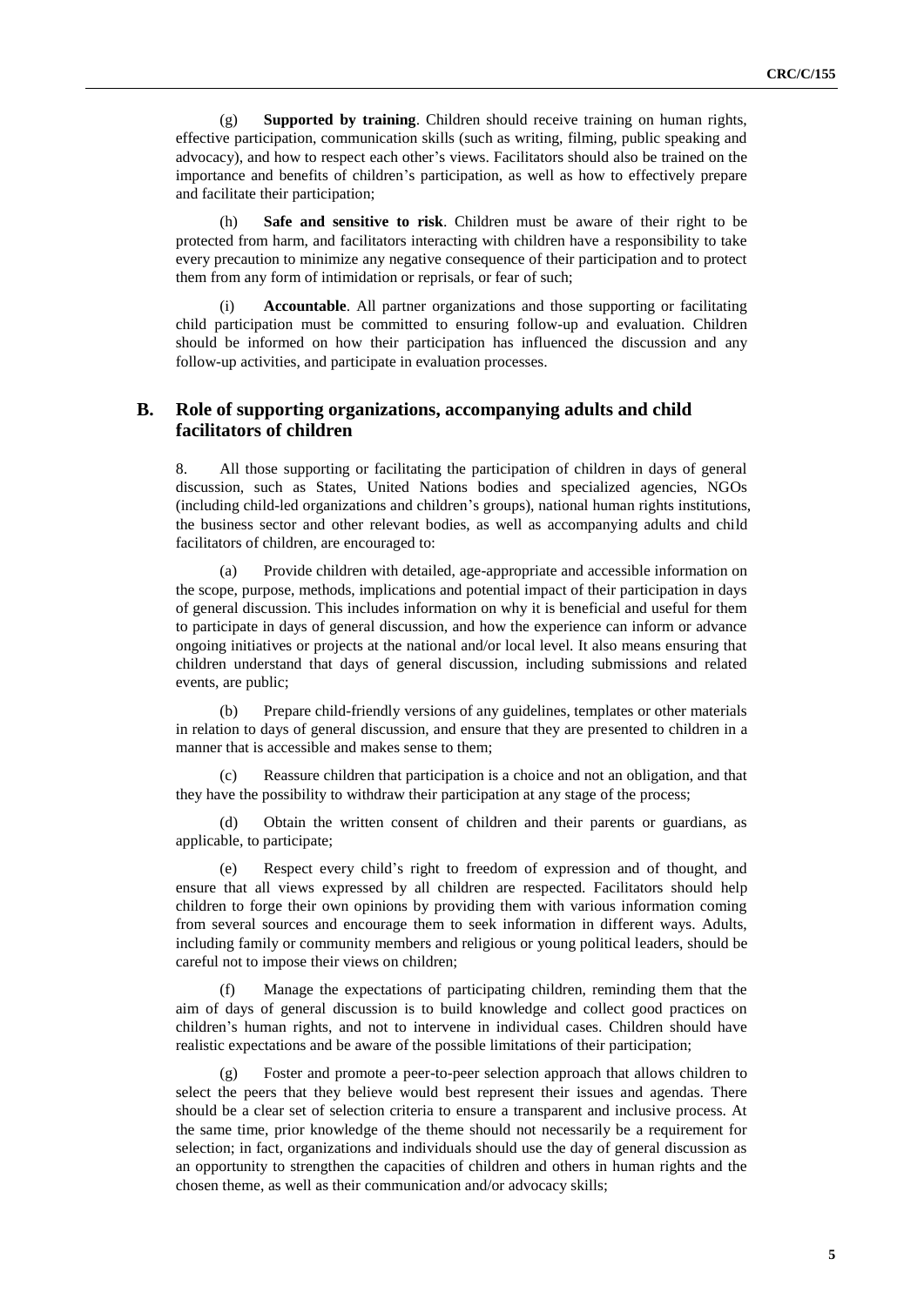(g) **Supported by training**. Children should receive training on human rights, effective participation, communication skills (such as writing, filming, public speaking and advocacy), and how to respect each other's views. Facilitators should also be trained on the importance and benefits of children's participation, as well as how to effectively prepare and facilitate their participation;

(h) **Safe and sensitive to risk**. Children must be aware of their right to be protected from harm, and facilitators interacting with children have a responsibility to take every precaution to minimize any negative consequence of their participation and to protect them from any form of intimidation or reprisals, or fear of such;

(i) **Accountable**. All partner organizations and those supporting or facilitating child participation must be committed to ensuring follow-up and evaluation. Children should be informed on how their participation has influenced the discussion and any follow-up activities, and participate in evaluation processes.

## B. Role of supporting organizations, accompanying adults and child facilitators of children

8. All those supporting or facilitating the participation of children in days of general discussion, such as States, United Nations bodies and specialized agencies, NGOs (including child-led organizations and children's groups), national human rights institutions, the business sector and other relevant bodies, as well as accompanying adults and child facilitators of children, are encouraged to:

(a) Provide children with detailed, age-appropriate and accessible information on the scope, purpose, methods, implications and potential impact of their participation in days of general discussion. This includes information on why it is beneficial and useful for them to participate in days of general discussion, and how the experience can inform or advance ongoing initiatives or projects at the national and/or local level. It also means ensuring that children understand that days of general discussion, including submissions and related events, are public;

(b) Prepare child-friendly versions of any guidelines, templates or other materials in relation to days of general discussion, and ensure that they are presented to children in a manner that is accessible and makes sense to them;

(c) Reassure children that participation is a choice and not an obligation, and that they have the possibility to withdraw their participation at any stage of the process;

(d) Obtain the written consent of children and their parents or guardians, as applicable, to participate;

(e) Respect every child's right to freedom of expression and of thought, and ensure that all views expressed by all children are respected. Facilitators should help children to forge their own opinions by providing them with various information coming from several sources and encourage them to seek information in different ways. Adults, including family or community members and religious or young political leaders, should be careful not to impose their views on children;

(f) Manage the expectations of participating children, reminding them that the aim of days of general discussion is to build knowledge and collect good practices on children's human rights, and not to intervene in individual cases. Children should have realistic expectations and be aware of the possible limitations of their participation;

(g) Foster and promote a peer-to-peer selection approach that allows children to select the peers that they believe would best represent their issues and agendas. There should be a clear set of selection criteria to ensure a transparent and inclusive process. At the same time, prior knowledge of the theme should not necessarily be a requirement for selection; in fact, organizations and individuals should use the day of general discussion as an opportunity to strengthen the capacities of children and others in human rights and the chosen theme, as well as their communication and/or advocacy skills;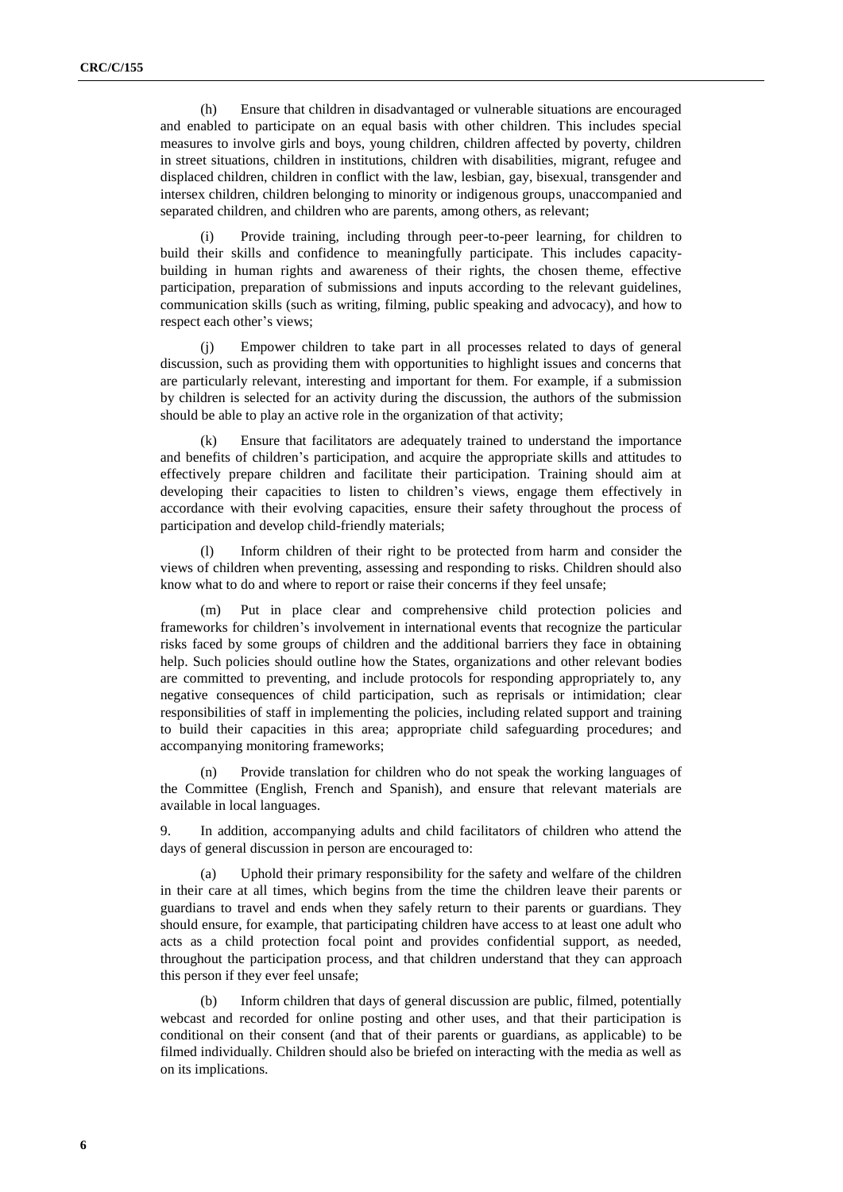(h) Ensure that children in disadvantaged or vulnerable situations are encouraged and enabled to participate on an equal basis with other children. This includes special measures to involve girls and boys, young children, children affected by poverty, children in street situations, children in institutions, children with disabilities, migrant, refugee and displaced children, children in conflict with the law, lesbian, gay, bisexual, transgender and intersex children, children belonging to minority or indigenous groups, unaccompanied and separated children, and children who are parents, among others, as relevant;

(i) Provide training, including through peer-to-peer learning, for children to build their skills and confidence to meaningfully participate. This includes capacity-building in human rights and awareness of their rights, the chosen theme, effective participation, preparation of submissions and inputs according to the relevant guidelines, communication skills (such as writing, filming, public speaking and advocacy), and how to respect each other's views;

(j) Empower children to take part in all processes related to days of general discussion, such as providing them with opportunities to highlight issues and concerns that are particularly relevant, interesting and important for them. For example, if a submission by children is selected for an activity during the discussion, the authors of the submission should be able to play an active role in the organization of that activity;

(k) Ensure that facilitators are adequately trained to understand the importance and benefits of children's participation, and acquire the appropriate skills and attitudes to effectively prepare children and facilitate their participation. Training should aim at developing their capacities to listen to children's views, engage them effectively in accordance with their evolving capacities, ensure their safety throughout the process of participation and develop child-friendly materials;

(l) Inform children of their right to be protected from harm and consider the views of children when preventing, assessing and responding to risks. Children should also know what to do and where to report or raise their concerns if they feel unsafe;

(m) Put in place clear and comprehensive child protection policies and frameworks for children's involvement in international events that recognize the particular risks faced by some groups of children and the additional barriers they face in obtaining help. Such policies should outline how the States, organizations and other relevant bodies are committed to preventing, and include protocols for responding appropriately to, any negative consequences of child participation, such as reprisals or intimidation; clear responsibilities of staff in implementing the policies, including related support and training to build their capacities in this area; appropriate child safeguarding procedures; and accompanying monitoring frameworks;

(n) Provide translation for children who do not speak the working languages of the Committee (English, French and Spanish), and ensure that relevant materials are available in local languages.

9. In addition, accompanying adults and child facilitators of children who attend the days of general discussion in person are encouraged to:

(a) Uphold their primary responsibility for the safety and welfare of the children in their care at all times, which begins from the time the children leave their parents or guardians to travel and ends when they safely return to their parents or guardians. They should ensure, for example, that participating children have access to at least one adult who acts as a child protection focal point and provides confidential support, as needed, throughout the participation process, and that children understand that they can approach this person if they ever feel unsafe;

(b) Inform children that days of general discussion are public, filmed, potentially webcast and recorded for online posting and other uses, and that their participation is conditional on their consent (and that of their parents or guardians, as applicable) to be filmed individually. Children should also be briefed on interacting with the media as well as on its implications.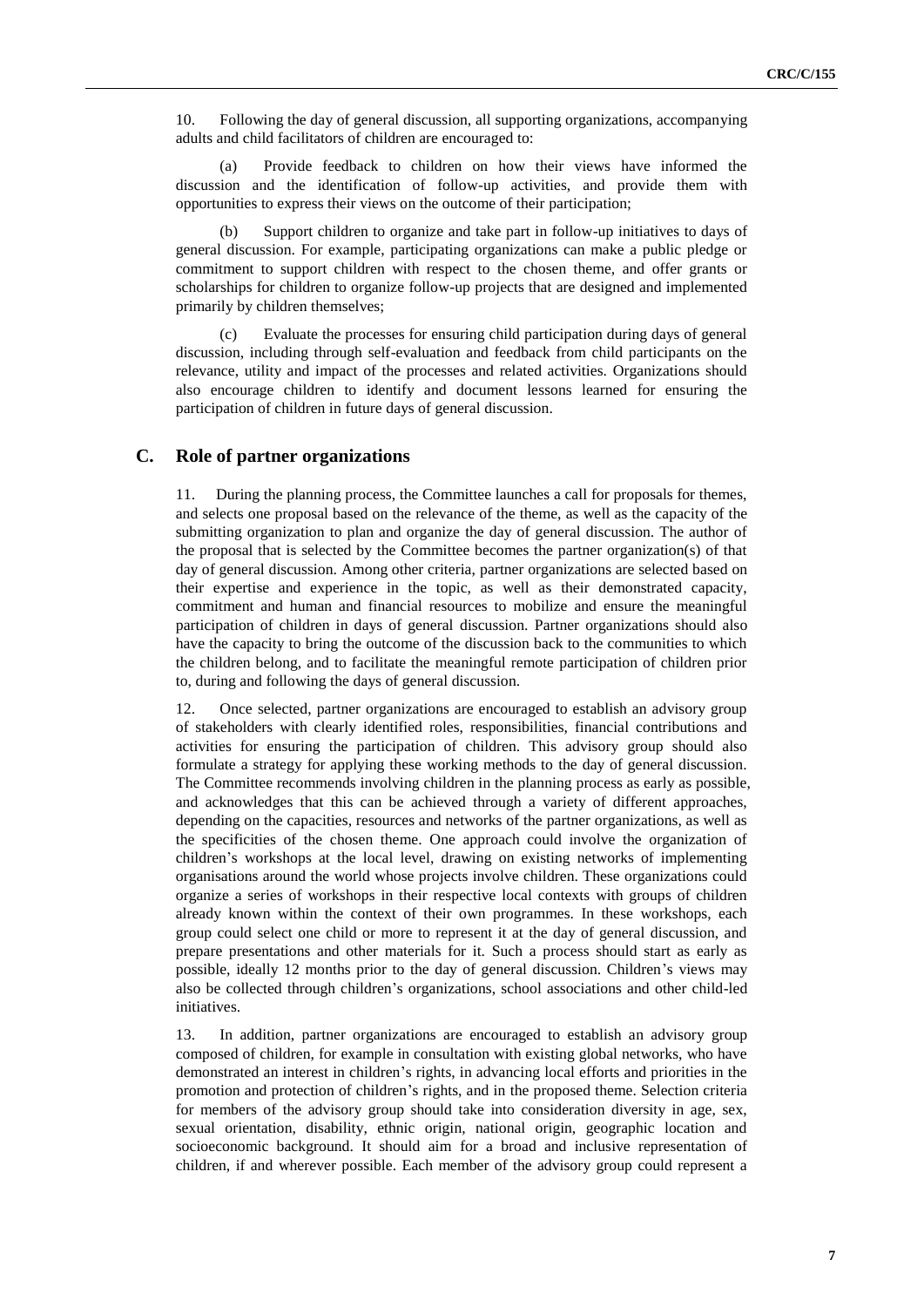10. Following the day of general discussion, all supporting organizations, accompanying adults and child facilitators of children are encouraged to:

(a) Provide feedback to children on how their views have informed the discussion and the identification of follow-up activities, and provide them with opportunities to express their views on the outcome of their participation;

(b) Support children to organize and take part in follow-up initiatives to days of general discussion. For example, participating organizations can make a public pledge or commitment to support children with respect to the chosen theme, and offer grants or scholarships for children to organize follow-up projects that are designed and implemented primarily by children themselves;

(c) Evaluate the processes for ensuring child participation during days of general discussion, including through self-evaluation and feedback from child participants on the relevance, utility and impact of the processes and related activities. Organizations should also encourage children to identify and document lessons learned for ensuring the participation of children in future days of general discussion.

## C. Role of partner organizations

11. During the planning process, the Committee launches a call for proposals for themes, and selects one proposal based on the relevance of the theme, as well as the capacity of the submitting organization to plan and organize the day of general discussion. The author of the proposal that is selected by the Committee becomes the partner organization(s) of that day of general discussion. Among other criteria, partner organizations are selected based on their expertise and experience in the topic, as well as their demonstrated capacity, commitment and human and financial resources to mobilize and ensure the meaningful participation of children in days of general discussion. Partner organizations should also have the capacity to bring the outcome of the discussion back to the communities to which the children belong, and to facilitate the meaningful remote participation of children prior to, during and following the days of general discussion.

12. Once selected, partner organizations are encouraged to establish an advisory group of stakeholders with clearly identified roles, responsibilities, financial contributions and activities for ensuring the participation of children. This advisory group should also formulate a strategy for applying these working methods to the day of general discussion. The Committee recommends involving children in the planning process as early as possible, and acknowledges that this can be achieved through a variety of different approaches, depending on the capacities, resources and networks of the partner organizations, as well as the specificities of the chosen theme. One approach could involve the organization of children's workshops at the local level, drawing on existing networks of implementing organisations around the world whose projects involve children. These organizations could organize a series of workshops in their respective local contexts with groups of children already known within the context of their own programmes. In these workshops, each group could select one child or more to represent it at the day of general discussion, and prepare presentations and other materials for it. Such a process should start as early as possible, ideally 12 months prior to the day of general discussion. Children's views may also be collected through children's organizations, school associations and other child-led initiatives.

13. In addition, partner organizations are encouraged to establish an advisory group composed of children, for example in consultation with existing global networks, who have demonstrated an interest in children's rights, in advancing local efforts and priorities in the promotion and protection of children's rights, and in the proposed theme. Selection criteria for members of the advisory group should take into consideration diversity in age, sex, sexual orientation, disability, ethnic origin, national origin, geographic location and socioeconomic background. It should aim for a broad and inclusive representation of children, if and wherever possible. Each member of the advisory group could represent a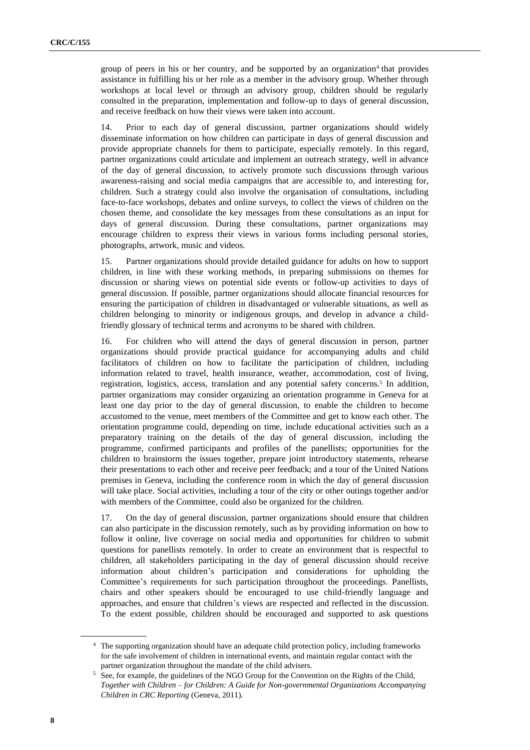group of peers in his or her country, and be supported by an organization[4] that provides assistance in fulfilling his or her role as a member in the advisory group. Whether through workshops at local level or through an advisory group, children should be regularly consulted in the preparation, implementation and follow-up to days of general discussion, and receive feedback on how their views were taken into account.

14. Prior to each day of general discussion, partner organizations should widely disseminate information on how children can participate in days of general discussion and provide appropriate channels for them to participate, especially remotely. In this regard, partner organizations could articulate and implement an outreach strategy, well in advance of the day of general discussion, to actively promote such discussions through various awareness-raising and social media campaigns that are accessible to, and interesting for, children. Such a strategy could also involve the organisation of consultations, including face-to-face workshops, debates and online surveys, to collect the views of children on the chosen theme, and consolidate the key messages from these consultations as an input for days of general discussion. During these consultations, partner organizations may encourage children to express their views in various forms including personal stories, photographs, artwork, music and videos.

15. Partner organizations should provide detailed guidance for adults on how to support children, in line with these working methods, in preparing submissions on themes for discussion or sharing views on potential side events or follow-up activities to days of general discussion. If possible, partner organizations should allocate financial resources for ensuring the participation of children in disadvantaged or vulnerable situations, as well as children belonging to minority or indigenous groups, and develop in advance a child-friendly glossary of technical terms and acronyms to be shared with children.

16. For children who will attend the days of general discussion in person, partner organizations should provide practical guidance for accompanying adults and child facilitators of children on how to facilitate the participation of children, including information related to travel, health insurance, weather, accommodation, cost of living, registration, logistics, access, translation and any potential safety concerns.[5] In addition, partner organizations may consider organizing an orientation programme in Geneva for at least one day prior to the day of general discussion, to enable the children to become accustomed to the venue, meet members of the Committee and get to know each other. The orientation programme could, depending on time, include educational activities such as a preparatory training on the details of the day of general discussion, including the programme, confirmed participants and profiles of the panellists; opportunities for the children to brainstorm the issues together, prepare joint introductory statements, rehearse their presentations to each other and receive peer feedback; and a tour of the United Nations premises in Geneva, including the conference room in which the day of general discussion will take place. Social activities, including a tour of the city or other outings together and/or with members of the Committee, could also be organized for the children.

17. On the day of general discussion, partner organizations should ensure that children can also participate in the discussion remotely, such as by providing information on how to follow it online, live coverage on social media and opportunities for children to submit questions for panellists remotely. In order to create an environment that is respectful to children, all stakeholders participating in the day of general discussion should receive information about children's participation and considerations for upholding the Committee's requirements for such participation throughout the proceedings. Panellists, chairs and other speakers should be encouraged to use child-friendly language and approaches, and ensure that children's views are respected and reflected in the discussion. To the extent possible, children should be encouraged and supported to ask questions

---

[4] The supporting organization should have an adequate child protection policy, including frameworks for the safe involvement of children in international events, and maintain regular contact with the partner organization throughout the mandate of the child advisers.

[5] See, for example, the guidelines of the NGO Group for the Convention on the Rights of the Child, *Together with Children – for Children: A Guide for Non-governmental Organizations Accompanying Children in CRC Reporting* (Geneva, 2011).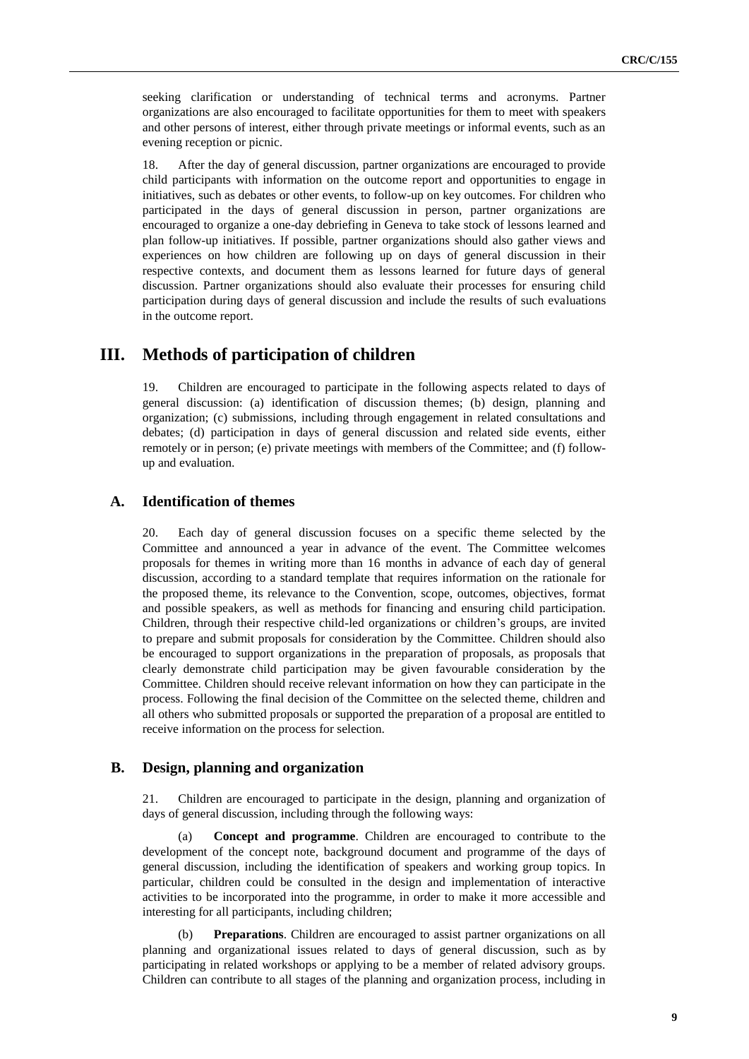seeking clarification or understanding of technical terms and acronyms. Partner organizations are also encouraged to facilitate opportunities for them to meet with speakers and other persons of interest, either through private meetings or informal events, such as an evening reception or picnic.

18. After the day of general discussion, partner organizations are encouraged to provide child participants with information on the outcome report and opportunities to engage in initiatives, such as debates or other events, to follow-up on key outcomes. For children who participated in the days of general discussion in person, partner organizations are encouraged to organize a one-day debriefing in Geneva to take stock of lessons learned and plan follow-up initiatives. If possible, partner organizations should also gather views and experiences on how children are following up on days of general discussion in their respective contexts, and document them as lessons learned for future days of general discussion. Partner organizations should also evaluate their processes for ensuring child participation during days of general discussion and include the results of such evaluations in the outcome report.

# III. Methods of participation of children

19. Children are encouraged to participate in the following aspects related to days of general discussion: (a) identification of discussion themes; (b) design, planning and organization; (c) submissions, including through engagement in related consultations and debates; (d) participation in days of general discussion and related side events, either remotely or in person; (e) private meetings with members of the Committee; and (f) follow-up and evaluation.

## A. Identification of themes

20. Each day of general discussion focuses on a specific theme selected by the Committee and announced a year in advance of the event. The Committee welcomes proposals for themes in writing more than 16 months in advance of each day of general discussion, according to a standard template that requires information on the rationale for the proposed theme, its relevance to the Convention, scope, outcomes, objectives, format and possible speakers, as well as methods for financing and ensuring child participation. Children, through their respective child-led organizations or children's groups, are invited to prepare and submit proposals for consideration by the Committee. Children should also be encouraged to support organizations in the preparation of proposals, as proposals that clearly demonstrate child participation may be given favourable consideration by the Committee. Children should receive relevant information on how they can participate in the process. Following the final decision of the Committee on the selected theme, children and all others who submitted proposals or supported the preparation of a proposal are entitled to receive information on the process for selection.

## B. Design, planning and organization

21. Children are encouraged to participate in the design, planning and organization of days of general discussion, including through the following ways:

(a) **Concept and programme**. Children are encouraged to contribute to the development of the concept note, background document and programme of the days of general discussion, including the identification of speakers and working group topics. In particular, children could be consulted in the design and implementation of interactive activities to be incorporated into the programme, in order to make it more accessible and interesting for all participants, including children;

(b) **Preparations**. Children are encouraged to assist partner organizations on all planning and organizational issues related to days of general discussion, such as by participating in related workshops or applying to be a member of related advisory groups. Children can contribute to all stages of the planning and organization process, including in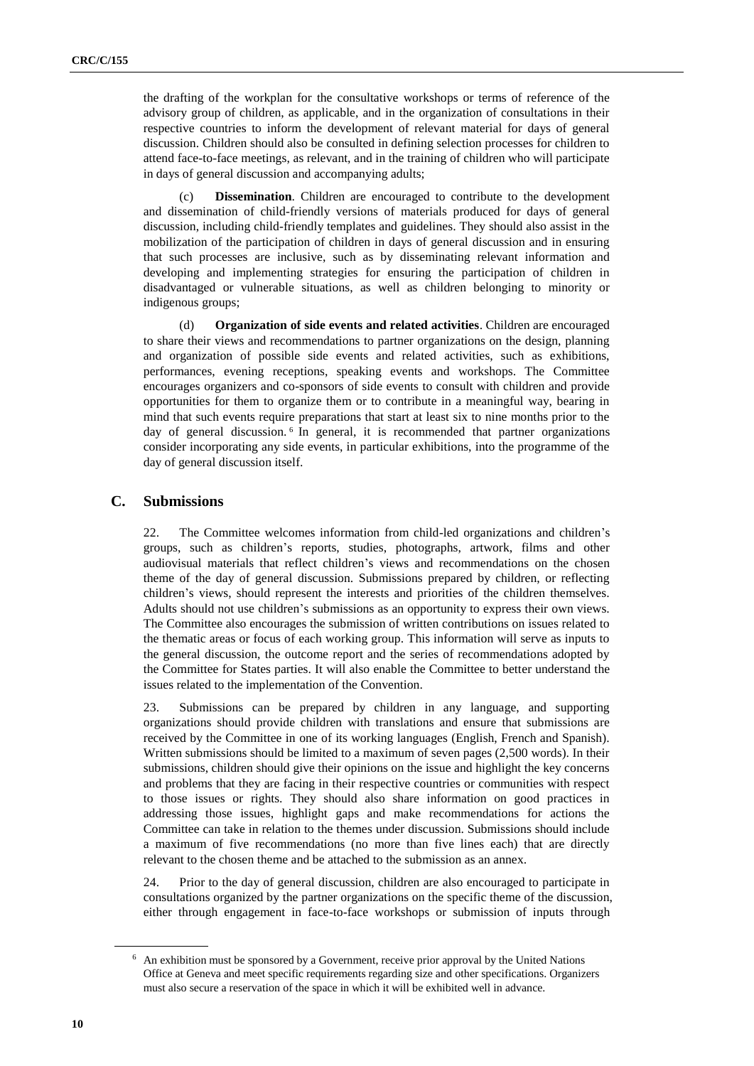the drafting of the workplan for the consultative workshops or terms of reference of the advisory group of children, as applicable, and in the organization of consultations in their respective countries to inform the development of relevant material for days of general discussion. Children should also be consulted in defining selection processes for children to attend face-to-face meetings, as relevant, and in the training of children who will participate in days of general discussion and accompanying adults;

(c) **Dissemination**. Children are encouraged to contribute to the development and dissemination of child-friendly versions of materials produced for days of general discussion, including child-friendly templates and guidelines. They should also assist in the mobilization of the participation of children in days of general discussion and in ensuring that such processes are inclusive, such as by disseminating relevant information and developing and implementing strategies for ensuring the participation of children in disadvantaged or vulnerable situations, as well as children belonging to minority or indigenous groups;

(d) **Organization of side events and related activities**. Children are encouraged to share their views and recommendations to partner organizations on the design, planning and organization of possible side events and related activities, such as exhibitions, performances, evening receptions, speaking events and workshops. The Committee encourages organizers and co-sponsors of side events to consult with children and provide opportunities for them to organize them or to contribute in a meaningful way, bearing in mind that such events require preparations that start at least six to nine months prior to the day of general discussion.[6] In general, it is recommended that partner organizations consider incorporating any side events, in particular exhibitions, into the programme of the day of general discussion itself.

## C. Submissions

22. The Committee welcomes information from child-led organizations and children's groups, such as children's reports, studies, photographs, artwork, films and other audiovisual materials that reflect children's views and recommendations on the chosen theme of the day of general discussion. Submissions prepared by children, or reflecting children's views, should represent the interests and priorities of the children themselves. Adults should not use children's submissions as an opportunity to express their own views. The Committee also encourages the submission of written contributions on issues related to the thematic areas or focus of each working group. This information will serve as inputs to the general discussion, the outcome report and the series of recommendations adopted by the Committee for States parties. It will also enable the Committee to better understand the issues related to the implementation of the Convention.

23. Submissions can be prepared by children in any language, and supporting organizations should provide children with translations and ensure that submissions are received by the Committee in one of its working languages (English, French and Spanish). Written submissions should be limited to a maximum of seven pages (2,500 words). In their submissions, children should give their opinions on the issue and highlight the key concerns and problems that they are facing in their respective countries or communities with respect to those issues or rights. They should also share information on good practices in addressing those issues, highlight gaps and make recommendations for actions the Committee can take in relation to the themes under discussion. Submissions should include a maximum of five recommendations (no more than five lines each) that are directly relevant to the chosen theme and be attached to the submission as an annex.

24. Prior to the day of general discussion, children are also encouraged to participate in consultations organized by the partner organizations on the specific theme of the discussion, either through engagement in face-to-face workshops or submission of inputs through

[6] An exhibition must be sponsored by a Government, receive prior approval by the United Nations Office at Geneva and meet specific requirements regarding size and other specifications. Organizers must also secure a reservation of the space in which it will be exhibited well in advance.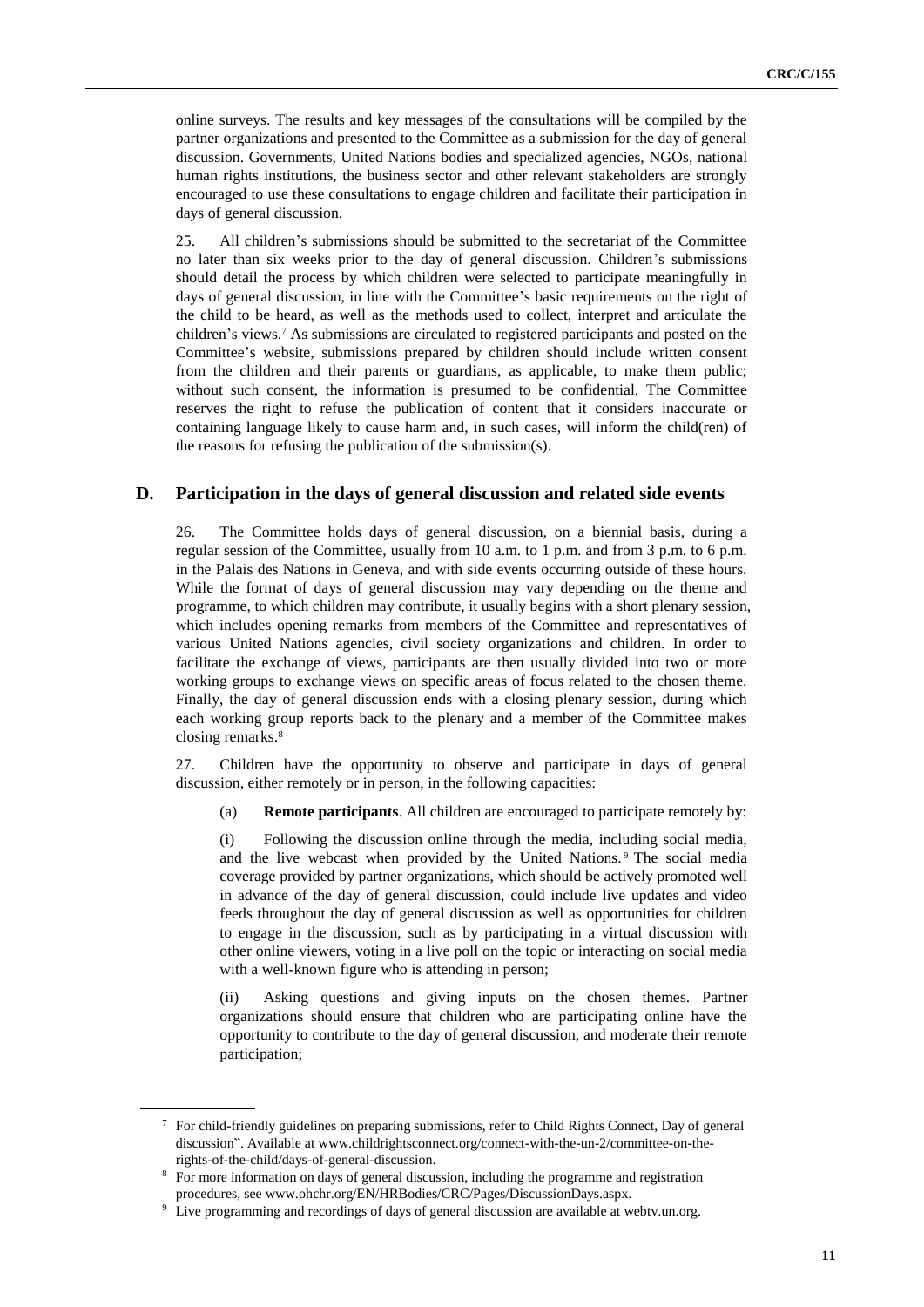online surveys. The results and key messages of the consultations will be compiled by the partner organizations and presented to the Committee as a submission for the day of general discussion. Governments, United Nations bodies and specialized agencies, NGOs, national human rights institutions, the business sector and other relevant stakeholders are strongly encouraged to use these consultations to engage children and facilitate their participation in days of general discussion.

25. All children's submissions should be submitted to the secretariat of the Committee no later than six weeks prior to the day of general discussion. Children's submissions should detail the process by which children were selected to participate meaningfully in days of general discussion, in line with the Committee's basic requirements on the right of the child to be heard, as well as the methods used to collect, interpret and articulate the children's views.[7] As submissions are circulated to registered participants and posted on the Committee's website, submissions prepared by children should include written consent from the children and their parents or guardians, as applicable, to make them public; without such consent, the information is presumed to be confidential. The Committee reserves the right to refuse the publication of content that it considers inaccurate or containing language likely to cause harm and, in such cases, will inform the child(ren) of the reasons for refusing the publication of the submission(s).

## D. Participation in the days of general discussion and related side events

26. The Committee holds days of general discussion, on a biennial basis, during a regular session of the Committee, usually from 10 a.m. to 1 p.m. and from 3 p.m. to 6 p.m. in the Palais des Nations in Geneva, and with side events occurring outside of these hours. While the format of days of general discussion may vary depending on the theme and programme, to which children may contribute, it usually begins with a short plenary session, which includes opening remarks from members of the Committee and representatives of various United Nations agencies, civil society organizations and children. In order to facilitate the exchange of views, participants are then usually divided into two or more working groups to exchange views on specific areas of focus related to the chosen theme. Finally, the day of general discussion ends with a closing plenary session, during which each working group reports back to the plenary and a member of the Committee makes closing remarks.[8]

27. Children have the opportunity to observe and participate in days of general discussion, either remotely or in person, in the following capacities:

(a) **Remote participants**. All children are encouraged to participate remotely by:

(i) Following the discussion online through the media, including social media, and the live webcast when provided by the United Nations.[9] The social media coverage provided by partner organizations, which should be actively promoted well in advance of the day of general discussion, could include live updates and video feeds throughout the day of general discussion as well as opportunities for children to engage in the discussion, such as by participating in a virtual discussion with other online viewers, voting in a live poll on the topic or interacting on social media with a well-known figure who is attending in person;

(ii) Asking questions and giving inputs on the chosen themes. Partner organizations should ensure that children who are participating online have the opportunity to contribute to the day of general discussion, and moderate their remote participation;

---

[7] For child-friendly guidelines on preparing submissions, refer to Child Rights Connect, Day of general discussion". Available at www.childrightsconnect.org/connect-with-the-un-2/committee-on-the-rights-of-the-child/days-of-general-discussion.

[8] For more information on days of general discussion, including the programme and registration procedures, see www.ohchr.org/EN/HRBodies/CRC/Pages/DiscussionDays.aspx.

[9] Live programming and recordings of days of general discussion are available at webtv.un.org.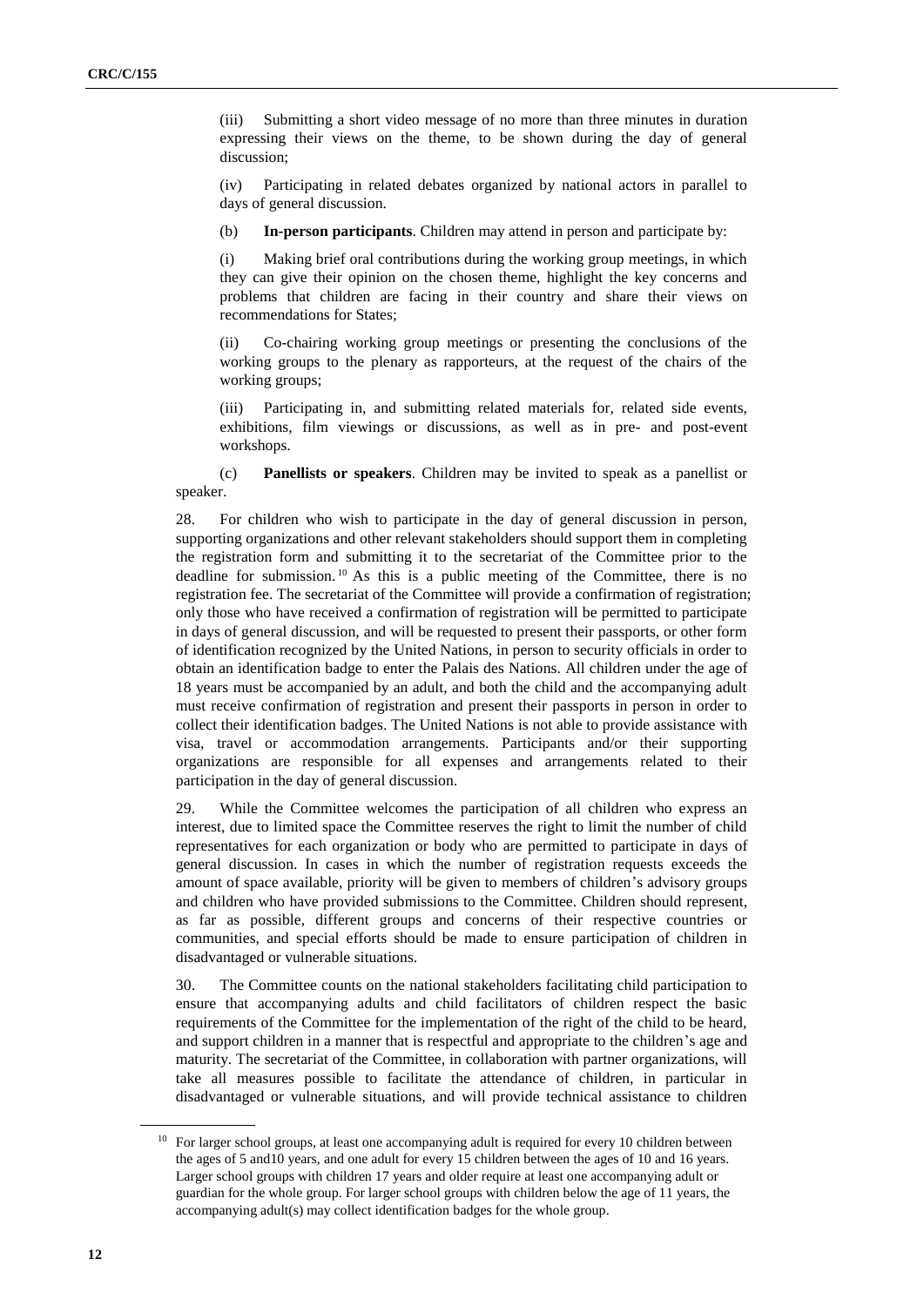(iii) Submitting a short video message of no more than three minutes in duration expressing their views on the theme, to be shown during the day of general discussion;

(iv) Participating in related debates organized by national actors in parallel to days of general discussion.

(b) **In-person participants**. Children may attend in person and participate by:

(i) Making brief oral contributions during the working group meetings, in which they can give their opinion on the chosen theme, highlight the key concerns and problems that children are facing in their country and share their views on recommendations for States;

(ii) Co-chairing working group meetings or presenting the conclusions of the working groups to the plenary as rapporteurs, at the request of the chairs of the working groups;

(iii) Participating in, and submitting related materials for, related side events, exhibitions, film viewings or discussions, as well as in pre- and post-event workshops.

(c) **Panellists or speakers**. Children may be invited to speak as a panellist or speaker.

28. For children who wish to participate in the day of general discussion in person, supporting organizations and other relevant stakeholders should support them in completing the registration form and submitting it to the secretariat of the Committee prior to the deadline for submission.[10] As this is a public meeting of the Committee, there is no registration fee. The secretariat of the Committee will provide a confirmation of registration; only those who have received a confirmation of registration will be permitted to participate in days of general discussion, and will be requested to present their passports, or other form of identification recognized by the United Nations, in person to security officials in order to obtain an identification badge to enter the Palais des Nations. All children under the age of 18 years must be accompanied by an adult, and both the child and the accompanying adult must receive confirmation of registration and present their passports in person in order to collect their identification badges. The United Nations is not able to provide assistance with visa, travel or accommodation arrangements. Participants and/or their supporting organizations are responsible for all expenses and arrangements related to their participation in the day of general discussion.

29. While the Committee welcomes the participation of all children who express an interest, due to limited space the Committee reserves the right to limit the number of child representatives for each organization or body who are permitted to participate in days of general discussion. In cases in which the number of registration requests exceeds the amount of space available, priority will be given to members of children's advisory groups and children who have provided submissions to the Committee. Children should represent, as far as possible, different groups and concerns of their respective countries or communities, and special efforts should be made to ensure participation of children in disadvantaged or vulnerable situations.

30. The Committee counts on the national stakeholders facilitating child participation to ensure that accompanying adults and child facilitators of children respect the basic requirements of the Committee for the implementation of the right of the child to be heard, and support children in a manner that is respectful and appropriate to the children's age and maturity. The secretariat of the Committee, in collaboration with partner organizations, will take all measures possible to facilitate the attendance of children, in particular in disadvantaged or vulnerable situations, and will provide technical assistance to children

[10] For larger school groups, at least one accompanying adult is required for every 10 children between the ages of 5 and10 years, and one adult for every 15 children between the ages of 10 and 16 years. Larger school groups with children 17 years and older require at least one accompanying adult or guardian for the whole group. For larger school groups with children below the age of 11 years, the accompanying adult(s) may collect identification badges for the whole group.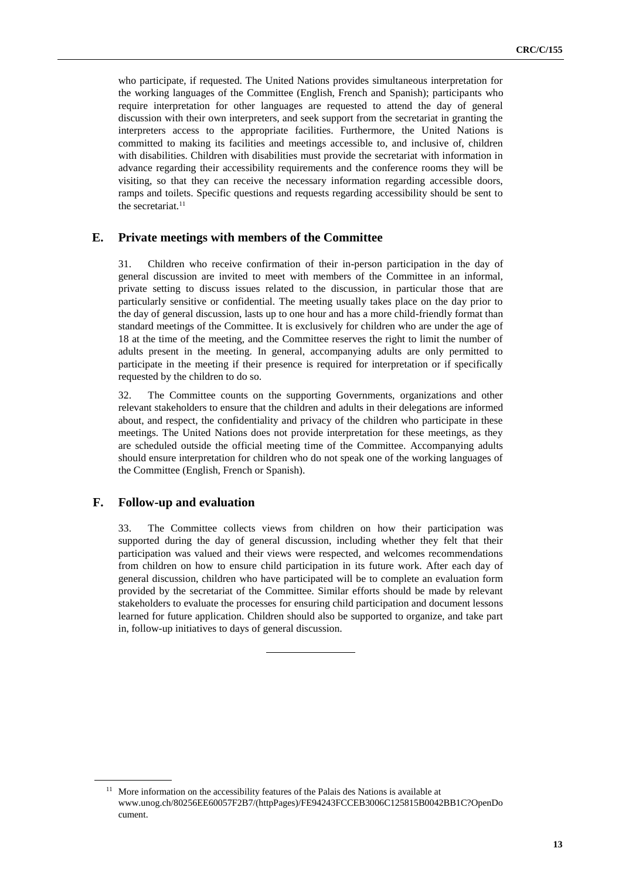who participate, if requested. The United Nations provides simultaneous interpretation for the working languages of the Committee (English, French and Spanish); participants who require interpretation for other languages are requested to attend the day of general discussion with their own interpreters, and seek support from the secretariat in granting the interpreters access to the appropriate facilities. Furthermore, the United Nations is committed to making its facilities and meetings accessible to, and inclusive of, children with disabilities. Children with disabilities must provide the secretariat with information in advance regarding their accessibility requirements and the conference rooms they will be visiting, so that they can receive the necessary information regarding accessible doors, ramps and toilets. Specific questions and requests regarding accessibility should be sent to the secretariat.[11]

## E. Private meetings with members of the Committee

31. Children who receive confirmation of their in-person participation in the day of general discussion are invited to meet with members of the Committee in an informal, private setting to discuss issues related to the discussion, in particular those that are particularly sensitive or confidential. The meeting usually takes place on the day prior to the day of general discussion, lasts up to one hour and has a more child-friendly format than standard meetings of the Committee. It is exclusively for children who are under the age of 18 at the time of the meeting, and the Committee reserves the right to limit the number of adults present in the meeting. In general, accompanying adults are only permitted to participate in the meeting if their presence is required for interpretation or if specifically requested by the children to do so.

32. The Committee counts on the supporting Governments, organizations and other relevant stakeholders to ensure that the children and adults in their delegations are informed about, and respect, the confidentiality and privacy of the children who participate in these meetings. The United Nations does not provide interpretation for these meetings, as they are scheduled outside the official meeting time of the Committee. Accompanying adults should ensure interpretation for children who do not speak one of the working languages of the Committee (English, French or Spanish).

## F. Follow-up and evaluation

33. The Committee collects views from children on how their participation was supported during the day of general discussion, including whether they felt that their participation was valued and their views were respected, and welcomes recommendations from children on how to ensure child participation in its future work. After each day of general discussion, children who have participated will be to complete an evaluation form provided by the secretariat of the Committee. Similar efforts should be made by relevant stakeholders to evaluate the processes for ensuring child participation and document lessons learned for future application. Children should also be supported to organize, and take part in, follow-up initiatives to days of general discussion.

---

[11] More information on the accessibility features of the Palais des Nations is available at www.unog.ch/80256EE60057F2B7/(httpPages)/FE94243FCCEB3006C125815B0042BB1C?OpenDocument.